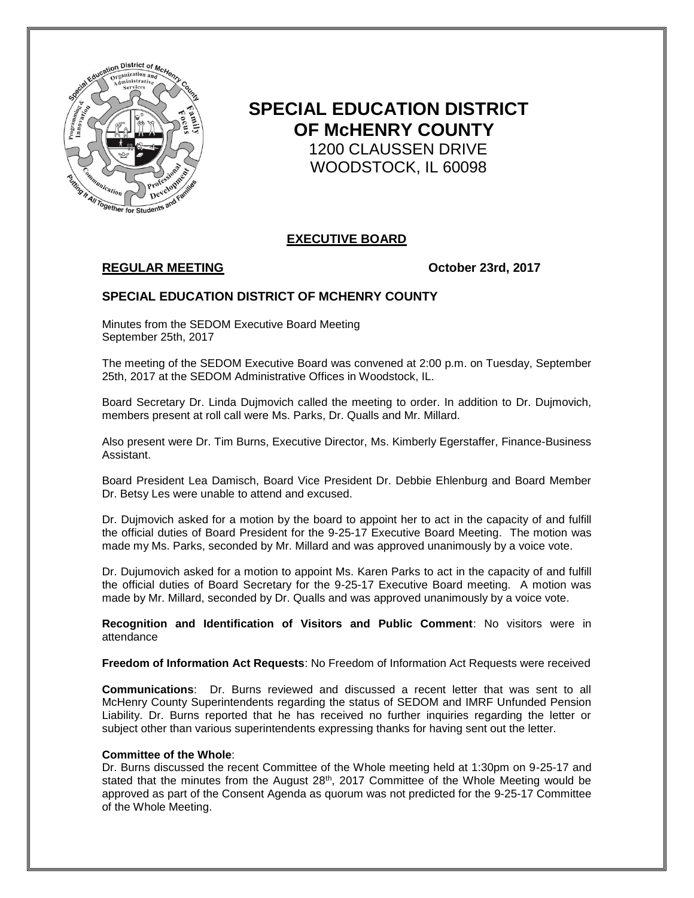# SPECIAL EDUCATION DISTRICT OF McHENRY COUNTY

1200 CLAUSSEN DRIVE
WOODSTOCK, IL 60098

## EXECUTIVE BOARD

**REGULAR MEETING** **October 23rd, 2017**

### SPECIAL EDUCATION DISTRICT OF MCHENRY COUNTY

Minutes from the SEDOM Executive Board Meeting
September 25th, 2017

The meeting of the SEDOM Executive Board was convened at 2:00 p.m. on Tuesday, September 25th, 2017 at the SEDOM Administrative Offices in Woodstock, IL.

Board Secretary Dr. Linda Dujmovich called the meeting to order. In addition to Dr. Dujmovich, members present at roll call were Ms. Parks, Dr. Qualls and Mr. Millard.

Also present were Dr. Tim Burns, Executive Director, Ms. Kimberly Egerstaffer, Finance-Business Assistant.

Board President Lea Damisch, Board Vice President Dr. Debbie Ehlenburg and Board Member Dr. Betsy Les were unable to attend and excused.

Dr. Dujmovich asked for a motion by the board to appoint her to act in the capacity of and fulfill the official duties of Board President for the 9-25-17 Executive Board Meeting. The motion was made my Ms. Parks, seconded by Mr. Millard and was approved unanimously by a voice vote.

Dr. Dujumovich asked for a motion to appoint Ms. Karen Parks to act in the capacity of and fulfill the official duties of Board Secretary for the 9-25-17 Executive Board meeting. A motion was made by Mr. Millard, seconded by Dr. Qualls and was approved unanimously by a voice vote.

**Recognition and Identification of Visitors and Public Comment**: No visitors were in attendance

**Freedom of Information Act Requests**: No Freedom of Information Act Requests were received

**Communications**: Dr. Burns reviewed and discussed a recent letter that was sent to all McHenry County Superintendents regarding the status of SEDOM and IMRF Unfunded Pension Liability. Dr. Burns reported that he has received no further inquiries regarding the letter or subject other than various superintendents expressing thanks for having sent out the letter.

**Committee of the Whole**:
Dr. Burns discussed the recent Committee of the Whole meeting held at 1:30pm on 9-25-17 and stated that the minutes from the August 28th, 2017 Committee of the Whole Meeting would be approved as part of the Consent Agenda as quorum was not predicted for the 9-25-17 Committee of the Whole Meeting.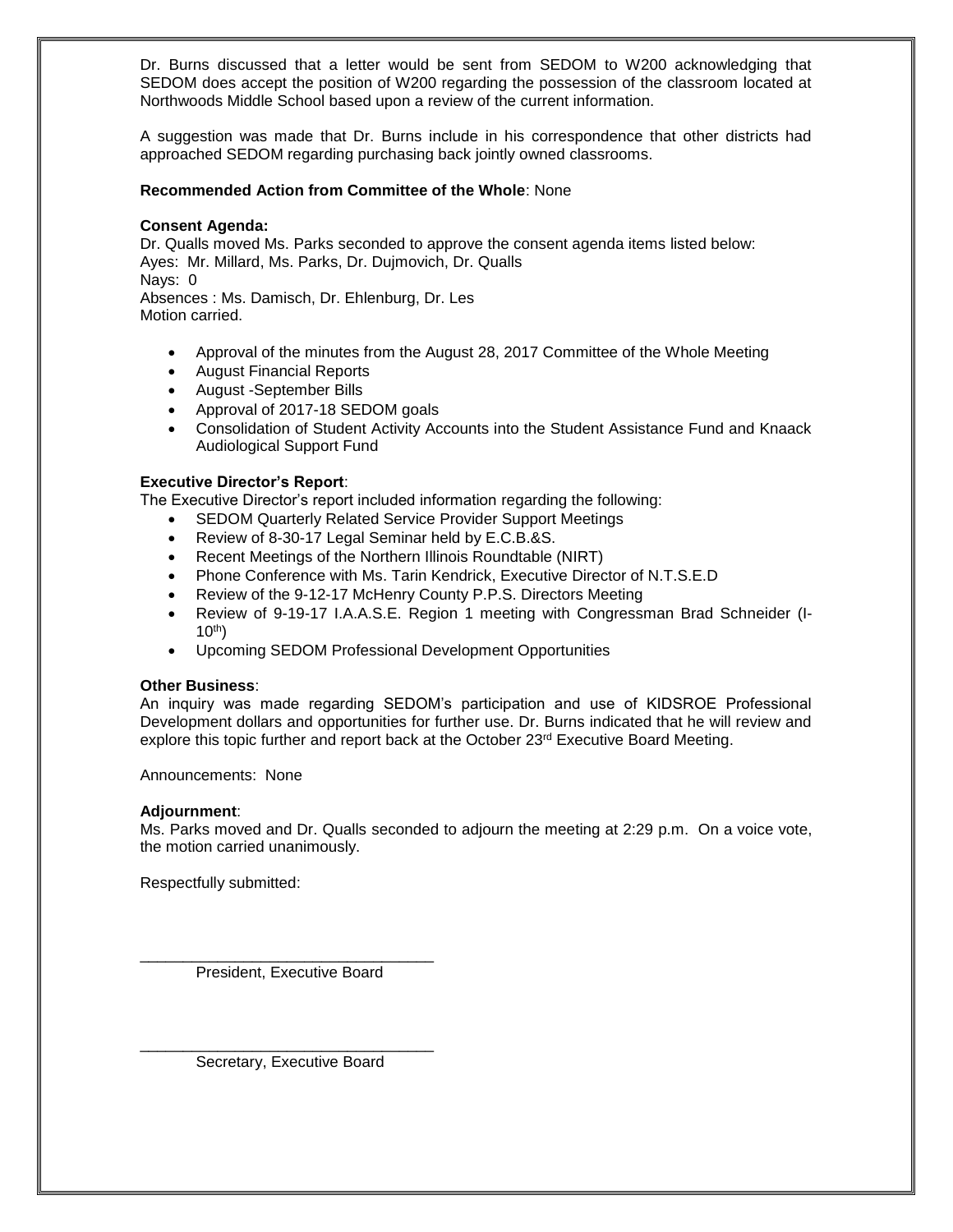Dr. Burns discussed that a letter would be sent from SEDOM to W200 acknowledging that SEDOM does accept the position of W200 regarding the possession of the classroom located at Northwoods Middle School based upon a review of the current information.

A suggestion was made that Dr. Burns include in his correspondence that other districts had approached SEDOM regarding purchasing back jointly owned classrooms.

**Recommended Action from Committee of the Whole**: None

**Consent Agenda:**
Dr. Qualls moved Ms. Parks seconded to approve the consent agenda items listed below:
Ayes: Mr. Millard, Ms. Parks, Dr. Dujmovich, Dr. Qualls
Nays: 0
Absences : Ms. Damisch, Dr. Ehlenburg, Dr. Les
Motion carried.

- Approval of the minutes from the August 28, 2017 Committee of the Whole Meeting
- August Financial Reports
- August -September Bills
- Approval of 2017-18 SEDOM goals
- Consolidation of Student Activity Accounts into the Student Assistance Fund and Knaack Audiological Support Fund

**Executive Director's Report**:
The Executive Director's report included information regarding the following:

- SEDOM Quarterly Related Service Provider Support Meetings
- Review of 8-30-17 Legal Seminar held by E.C.B.&S.
- Recent Meetings of the Northern Illinois Roundtable (NIRT)
- Phone Conference with Ms. Tarin Kendrick, Executive Director of N.T.S.E.D
- Review of the 9-12-17 McHenry County P.P.S. Directors Meeting
- Review of 9-19-17 I.A.A.S.E. Region 1 meeting with Congressman Brad Schneider (I-10th)
- Upcoming SEDOM Professional Development Opportunities

**Other Business**:
An inquiry was made regarding SEDOM's participation and use of KIDSROE Professional Development dollars and opportunities for further use. Dr. Burns indicated that he will review and explore this topic further and report back at the October 23rd Executive Board Meeting.

Announcements: None

**Adjournment**:
Ms. Parks moved and Dr. Qualls seconded to adjourn the meeting at 2:29 p.m. On a voice vote, the motion carried unanimously.

Respectfully submitted:

_________________________________
President, Executive Board

_________________________________
Secretary, Executive Board